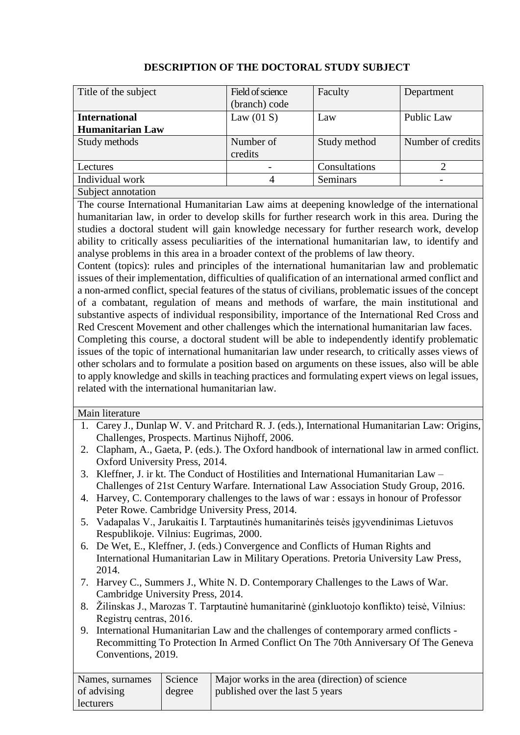# DESCRIPTION OF THE DOCTORAL STUDY SUBJECT

| Title of the subject | Field of science (branch) code | Faculty | Department |
|---|---|---|---|
| **International Humanitarian Law** | Law (01 S) | Law | Public Law |
| Study methods | Number of credits | Study method | Number of credits |
| Lectures | - | Consultations | 2 |
| Individual work | 4 | Seminars | - |

Subject annotation

The course International Humanitarian Law aims at deepening knowledge of the international humanitarian law, in order to develop skills for further research work in this area. During the studies a doctoral student will gain knowledge necessary for further research work, develop ability to critically assess peculiarities of the international humanitarian law, to identify and analyse problems in this area in a broader context of the problems of law theory.

Content (topics): rules and principles of the international humanitarian law and problematic issues of their implementation, difficulties of qualification of an international armed conflict and a non-armed conflict, special features of the status of civilians, problematic issues of the concept of a combatant, regulation of means and methods of warfare, the main institutional and substantive aspects of individual responsibility, importance of the International Red Cross and Red Crescent Movement and other challenges which the international humanitarian law faces.

Completing this course, a doctoral student will be able to independently identify problematic issues of the topic of international humanitarian law under research, to critically asses views of other scholars and to formulate a position based on arguments on these issues, also will be able to apply knowledge and skills in teaching practices and formulating expert views on legal issues, related with the international humanitarian law.

Main literature

1. Carey J., Dunlap W. V. and Pritchard R. J. (eds.), International Humanitarian Law: Origins, Challenges, Prospects. Martinus Nijhoff, 2006.
2. Clapham, A., Gaeta, P. (eds.). The Oxford handbook of international law in armed conflict. Oxford University Press, 2014.
3. Kleffner, J. ir kt. The Conduct of Hostilities and International Humanitarian Law – Challenges of 21st Century Warfare. International Law Association Study Group, 2016.
4. Harvey, C. Contemporary challenges to the laws of war : essays in honour of Professor Peter Rowe. Cambridge University Press, 2014.
5. Vadapalas V., Jarukaitis I. Tarptautinės humanitarinės teisės įgyvendinimas Lietuvos Respublikoje. Vilnius: Eugrimas, 2000.
6. De Wet, E., Kleffner, J. (eds.) Convergence and Conflicts of Human Rights and International Humanitarian Law in Military Operations. Pretoria University Law Press, 2014.
7. Harvey C., Summers J., White N. D. Contemporary Challenges to the Laws of War. Cambridge University Press, 2014.
8. Žilinskas J., Marozas T. Tarptautinė humanitarinė (ginkluotojo konflikto) teisė, Vilnius: Registrų centras, 2016.
9. International Humanitarian Law and the challenges of contemporary armed conflicts - Recommitting To Protection In Armed Conflict On The 70th Anniversary Of The Geneva Conventions, 2019.

| Names, surnames of advising lecturers | Science degree | Major works in the area (direction) of science published over the last 5 years |
|---|---|---|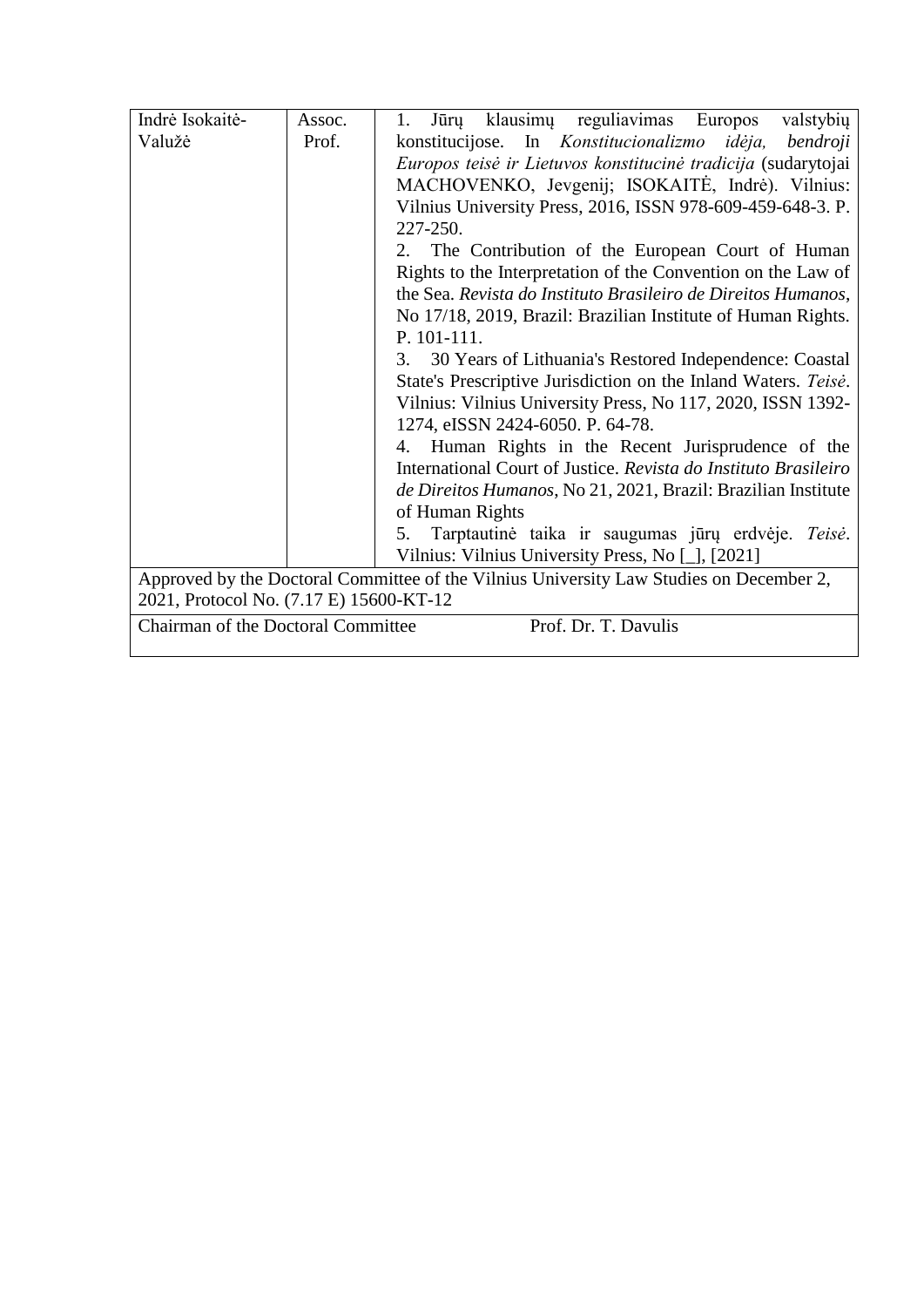| | | |
|---|---|---|
| Indrė Isokaitė-Valužė | Assoc. Prof. | 1. Jūrų klausimų reguliavimas Europos valstybių konstitucijose. In *Konstitucionalizmo idėja, bendroji Europos teisė ir Lietuvos konstitucinė tradicija* (sudarytojai MACHOVENKO, Jevgenij; ISOKAITĖ, Indrė). Vilnius: Vilnius University Press, 2016, ISSN 978-609-459-648-3. P. 227-250.<br>2. The Contribution of the European Court of Human Rights to the Interpretation of the Convention on the Law of the Sea. *Revista do Instituto Brasileiro de Direitos Humanos*, No 17/18, 2019, Brazil: Brazilian Institute of Human Rights. P. 101-111.<br>3. 30 Years of Lithuania's Restored Independence: Coastal State's Prescriptive Jurisdiction on the Inland Waters. *Teisė*. Vilnius: Vilnius University Press, No 117, 2020, ISSN 1392-1274, eISSN 2424-6050. P. 64-78.<br>4. Human Rights in the Recent Jurisprudence of the International Court of Justice. *Revista do Instituto Brasileiro de Direitos Humanos*, No 21, 2021, Brazil: Brazilian Institute of Human Rights<br>5. Tarptautinė taika ir saugumas jūrų erdvėje. *Teisė*. Vilnius: Vilnius University Press, No [_], [2021] |
| Approved by the Doctoral Committee of the Vilnius University Law Studies on December 2, 2021, Protocol No. (7.17 E) 15600-KT-12 | | |
| Chairman of the Doctoral Committee | | Prof. Dr. T. Davulis |